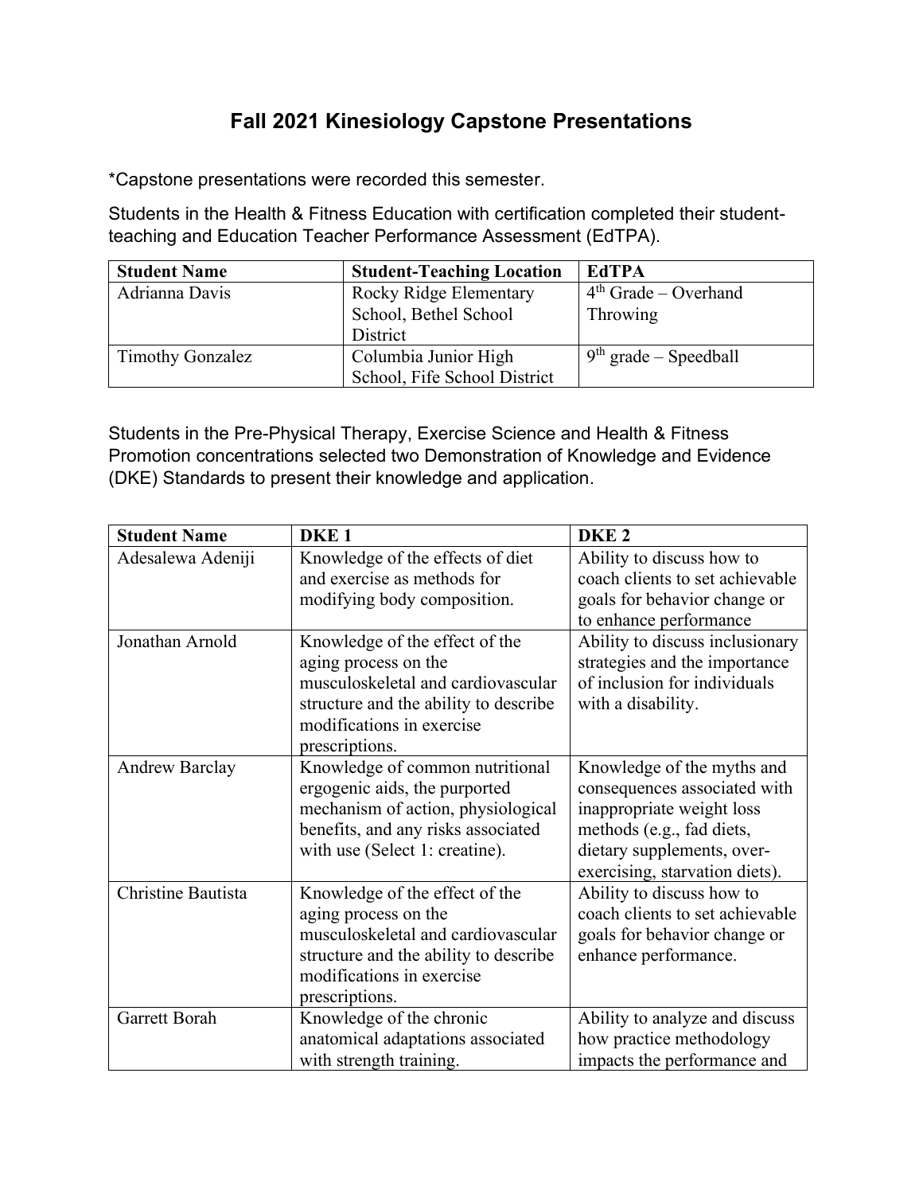# Fall 2021 Kinesiology Capstone Presentations

*Capstone presentations were recorded this semester.

Students in the Health & Fitness Education with certification completed their student-teaching and Education Teacher Performance Assessment (EdTPA).

| Student Name | Student-Teaching Location | EdTPA |
|---|---|---|
| Adrianna Davis | Rocky Ridge Elementary School, Bethel School District | 4th Grade – Overhand Throwing |
| Timothy Gonzalez | Columbia Junior High School, Fife School District | 9th grade – Speedball |

Students in the Pre-Physical Therapy, Exercise Science and Health & Fitness Promotion concentrations selected two Demonstration of Knowledge and Evidence (DKE) Standards to present their knowledge and application.

| Student Name | DKE 1 | DKE 2 |
|---|---|---|
| Adesalewa Adeniji | Knowledge of the effects of diet and exercise as methods for modifying body composition. | Ability to discuss how to coach clients to set achievable goals for behavior change or to enhance performance |
| Jonathan Arnold | Knowledge of the effect of the aging process on the musculoskeletal and cardiovascular structure and the ability to describe modifications in exercise prescriptions. | Ability to discuss inclusionary strategies and the importance of inclusion for individuals with a disability. |
| Andrew Barclay | Knowledge of common nutritional ergogenic aids, the purported mechanism of action, physiological benefits, and any risks associated with use (Select 1: creatine). | Knowledge of the myths and consequences associated with inappropriate weight loss methods (e.g., fad diets, dietary supplements, over-exercising, starvation diets). |
| Christine Bautista | Knowledge of the effect of the aging process on the musculoskeletal and cardiovascular structure and the ability to describe modifications in exercise prescriptions. | Ability to discuss how to coach clients to set achievable goals for behavior change or enhance performance. |
| Garrett Borah | Knowledge of the chronic anatomical adaptations associated with strength training. | Ability to analyze and discuss how practice methodology impacts the performance and |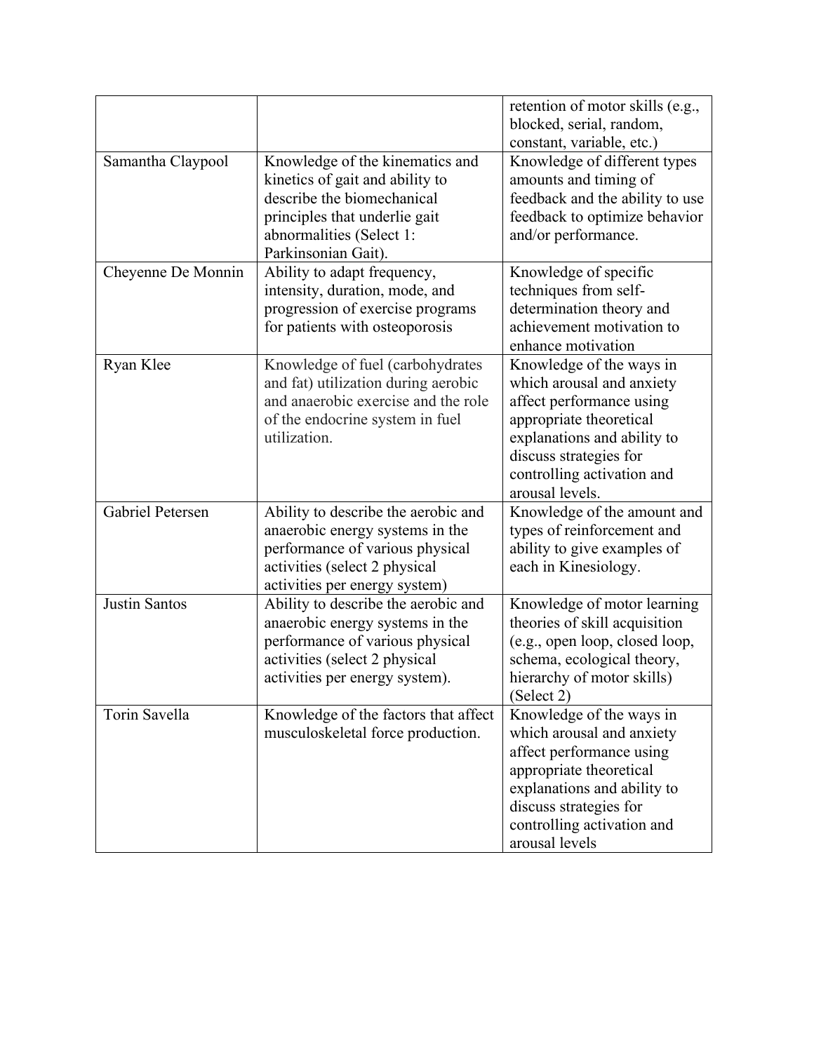| | | |
|---|---|---|
| | | retention of motor skills (e.g., blocked, serial, random, constant, variable, etc.) |
| Samantha Claypool | Knowledge of the kinematics and kinetics of gait and ability to describe the biomechanical principles that underlie gait abnormalities (Select 1: Parkinsonian Gait). | Knowledge of different types amounts and timing of feedback and the ability to use feedback to optimize behavior and/or performance. |
| Cheyenne De Monnin | Ability to adapt frequency, intensity, duration, mode, and progression of exercise programs for patients with osteoporosis | Knowledge of specific techniques from self-determination theory and achievement motivation to enhance motivation |
| Ryan Klee | Knowledge of fuel (carbohydrates and fat) utilization during aerobic and anaerobic exercise and the role of the endocrine system in fuel utilization. | Knowledge of the ways in which arousal and anxiety affect performance using appropriate theoretical explanations and ability to discuss strategies for controlling activation and arousal levels. |
| Gabriel Petersen | Ability to describe the aerobic and anaerobic energy systems in the performance of various physical activities (select 2 physical activities per energy system) | Knowledge of the amount and types of reinforcement and ability to give examples of each in Kinesiology. |
| Justin Santos | Ability to describe the aerobic and anaerobic energy systems in the performance of various physical activities (select 2 physical activities per energy system). | Knowledge of motor learning theories of skill acquisition (e.g., open loop, closed loop, schema, ecological theory, hierarchy of motor skills) (Select 2) |
| Torin Savella | Knowledge of the factors that affect musculoskeletal force production. | Knowledge of the ways in which arousal and anxiety affect performance using appropriate theoretical explanations and ability to discuss strategies for controlling activation and arousal levels |